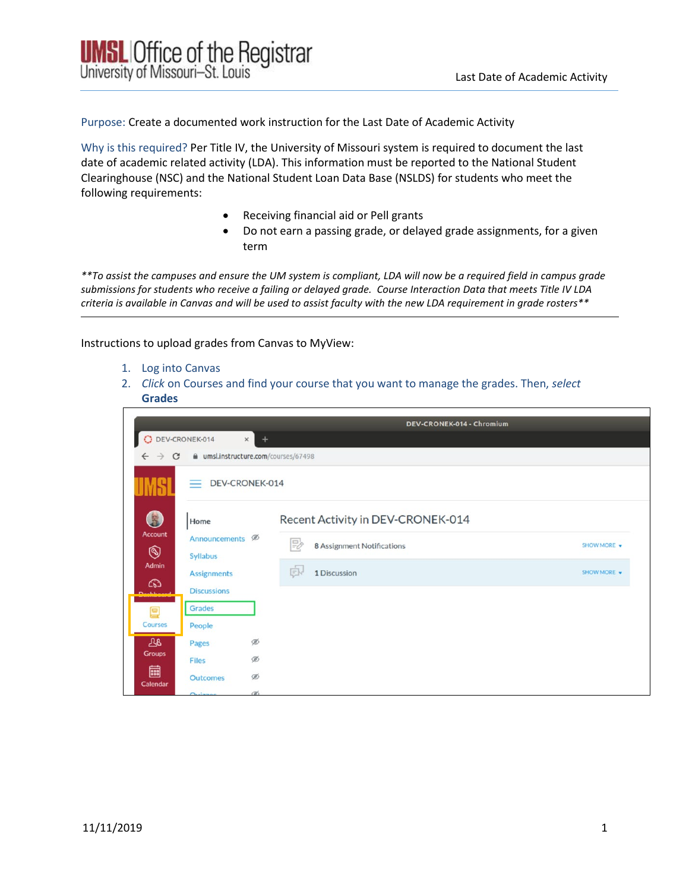Purpose: Create a documented work instruction for the Last Date of Academic Activity

Why is this required? Per Title IV, the University of Missouri system is required to document the last date of academic related activity (LDA). This information must be reported to the National Student Clearinghouse (NSC) and the National Student Loan Data Base (NSLDS) for students who meet the following requirements:

- Receiving financial aid or Pell grants
- Do not earn a passing grade, or delayed grade assignments, for a given term

*\*\*To assist the campuses and ensure the UM system is compliant, LDA will now be a required field in campus grade submissions for students who receive a failing or delayed grade. Course Interaction Data that meets Title IV LDA criteria is available in Canvas and will be used to assist faculty with the new LDA requirement in grade rosters\*\**

---

Instructions to upload grades from Canvas to MyView:

1. Log into Canvas
2. *Click* on Courses and find your course that you want to manage the grades. Then, *select* **Grades**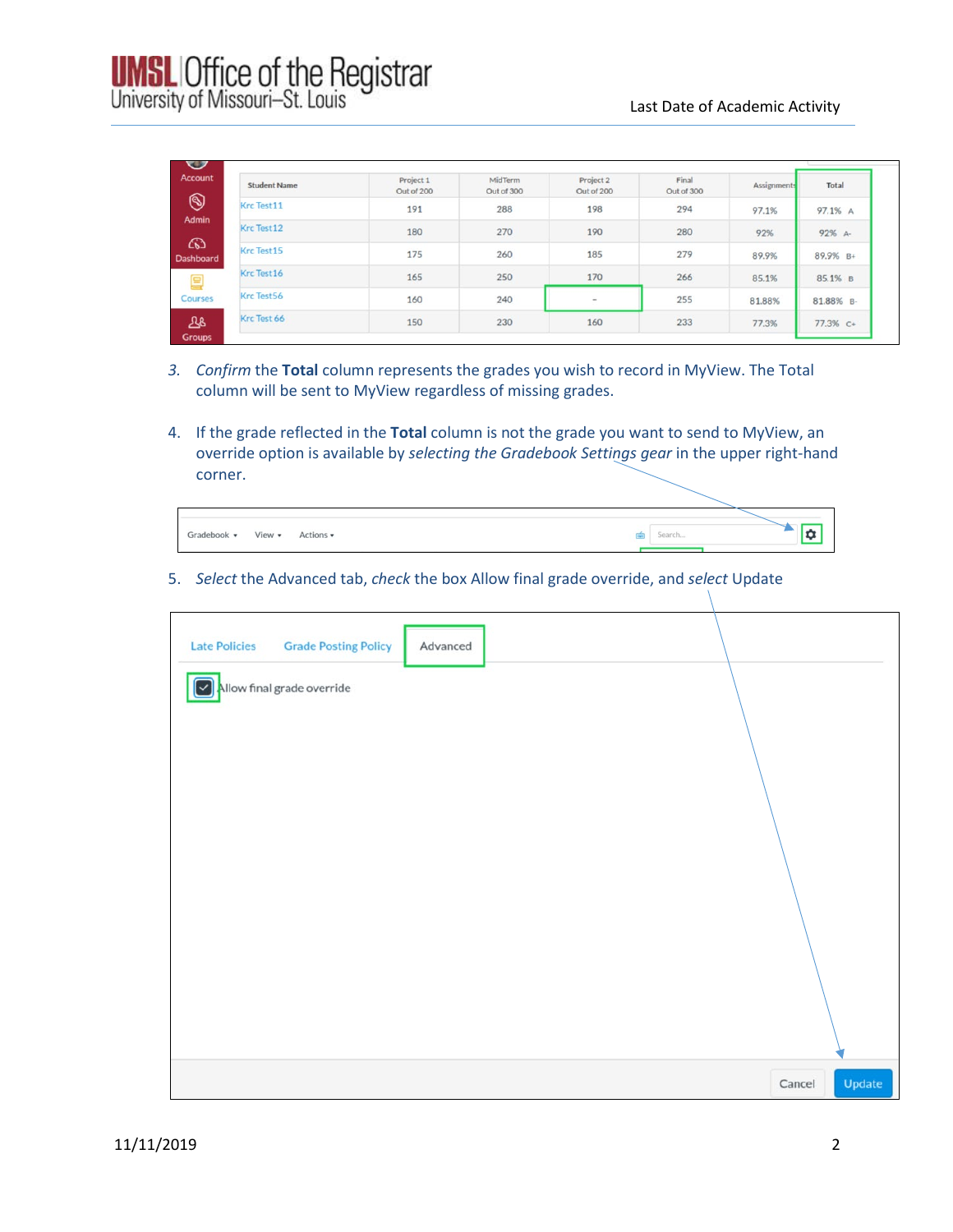| Student Name | Project 1 Out of 200 | MidTerm Out of 300 | Project 2 Out of 200 | Final Out of 300 | Assignments | Total |
|---|---|---|---|---|---|---|
| Krc Test11 | 191 | 288 | 198 | 294 | 97.1% | 97.1% A |
| Krc Test12 | 180 | 270 | 190 | 280 | 92% | 92% A- |
| Krc Test15 | 175 | 260 | 185 | 279 | 89.9% | 89.9% B+ |
| Krc Test16 | 165 | 250 | 170 | 266 | 85.1% | 85.1% B |
| Krc Test56 | 160 | 240 | - | 255 | 81.88% | 81.88% B- |
| Krc Test 66 | 150 | 230 | 160 | 233 | 77.3% | 77.3% C+ |

3. *Confirm* the **Total** column represents the grades you wish to record in MyView. The Total column will be sent to MyView regardless of missing grades.

4. If the grade reflected in the **Total** column is not the grade you want to send to MyView, an override option is available by *selecting the Gradebook Settings gear* in the upper right-hand corner.

Gradebook ▾ View ▾ Actions ▾ Search...

5. *Select* the Advanced tab, *check* the box Allow final grade override, and *select* Update

Late Policies | Grade Posting Policy | Advanced

☑ Allow final grade override

Cancel | Update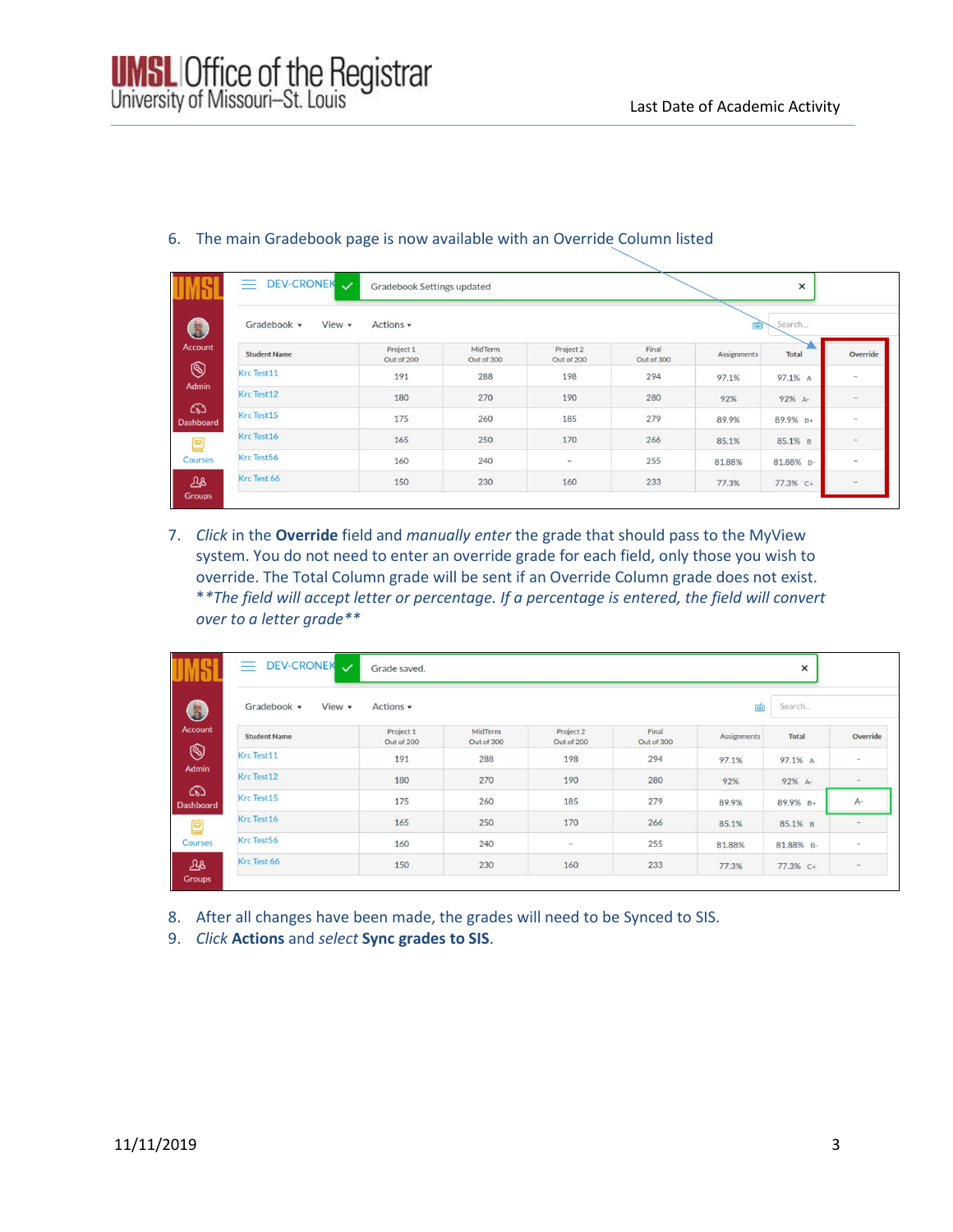6. The main Gradebook page is now available with an Override Column listed

| Student Name | Project 1 Out of 200 | MidTerm Out of 300 | Project 2 Out of 200 | Final Out of 300 | Assignments | Total | Override |
|---|---|---|---|---|---|---|---|
| Krc Test11 | 191 | 288 | 198 | 294 | 97.1% | 97.1% A | - |
| Krc Test12 | 180 | 270 | 190 | 280 | 92% | 92% A- | - |
| Krc Test15 | 175 | 260 | 185 | 279 | 89.9% | 89.9% B+ | - |
| Krc Test16 | 165 | 250 | 170 | 266 | 85.1% | 85.1% B | - |
| Krc Test56 | 160 | 240 | - | 255 | 81.88% | 81.88% B- | - |
| Krc Test 66 | 150 | 230 | 160 | 233 | 77.3% | 77.3% C+ | - |

7. *Click* in the **Override** field and *manually enter* the grade that should pass to the MyView system. You do not need to enter an override grade for each field, only those you wish to override. The Total Column grade will be sent if an Override Column grade does not exist. *\*\*The field will accept letter or percentage. If a percentage is entered, the field will convert over to a letter grade\*\**

| Student Name | Project 1 Out of 200 | MidTerm Out of 300 | Project 2 Out of 200 | Final Out of 300 | Assignments | Total | Override |
|---|---|---|---|---|---|---|---|
| Krc Test11 | 191 | 288 | 198 | 294 | 97.1% | 97.1% A | - |
| Krc Test12 | 180 | 270 | 190 | 280 | 92% | 92% A- | - |
| Krc Test15 | 175 | 260 | 185 | 279 | 89.9% | 89.9% B+ | A- |
| Krc Test16 | 165 | 250 | 170 | 266 | 85.1% | 85.1% B | - |
| Krc Test56 | 160 | 240 | - | 255 | 81.88% | 81.88% B- | - |
| Krc Test 66 | 150 | 230 | 160 | 233 | 77.3% | 77.3% C+ | - |

8. After all changes have been made, the grades will need to be Synced to SIS.
9. *Click* **Actions** and *select* **Sync grades to SIS**.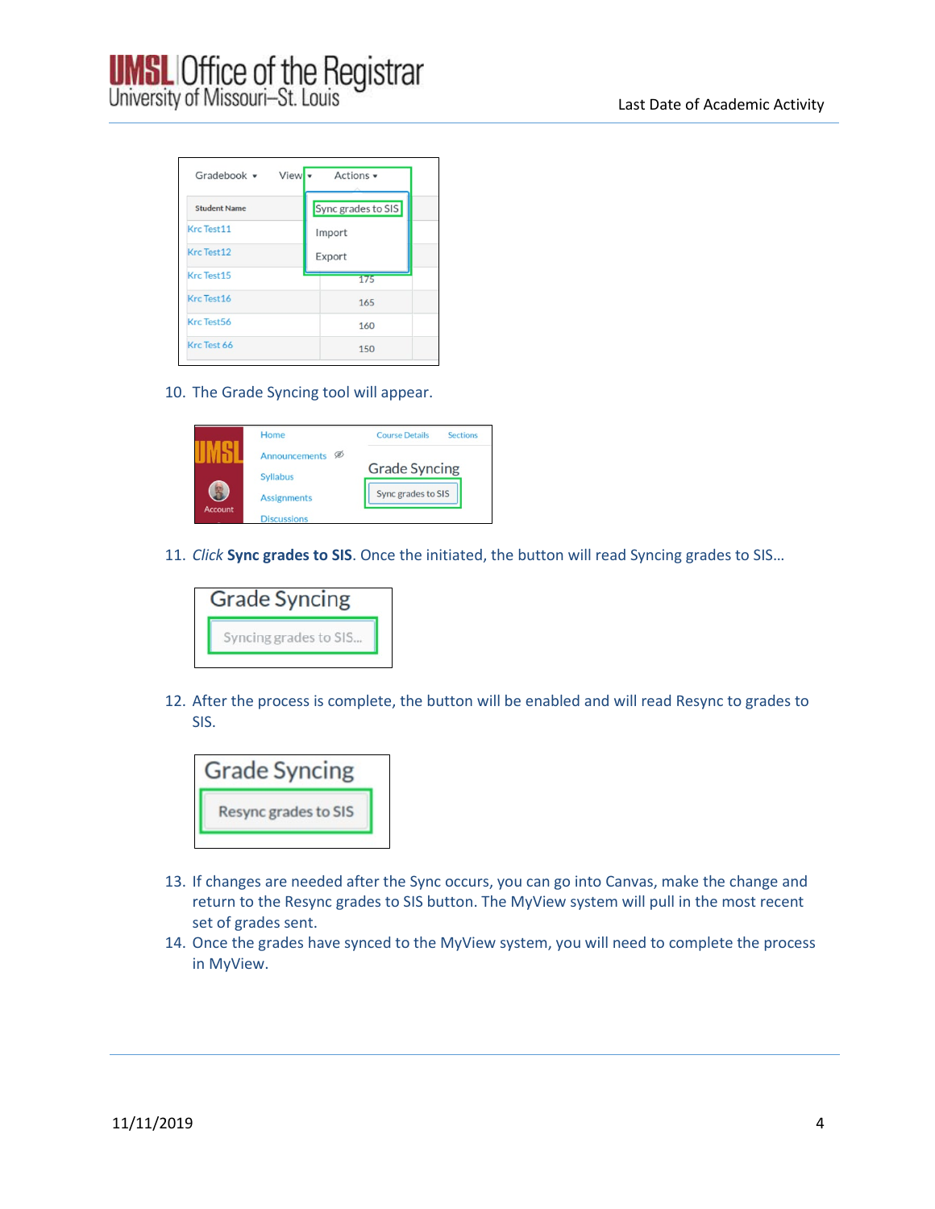10. The Grade Syncing tool will appear.

11. *Click* **Sync grades to SIS**. Once the initiated, the button will read Syncing grades to SIS…

12. After the process is complete, the button will be enabled and will read Resync to grades to SIS.

13. If changes are needed after the Sync occurs, you can go into Canvas, make the change and return to the Resync grades to SIS button. The MyView system will pull in the most recent set of grades sent.
14. Once the grades have synced to the MyView system, you will need to complete the process in MyView.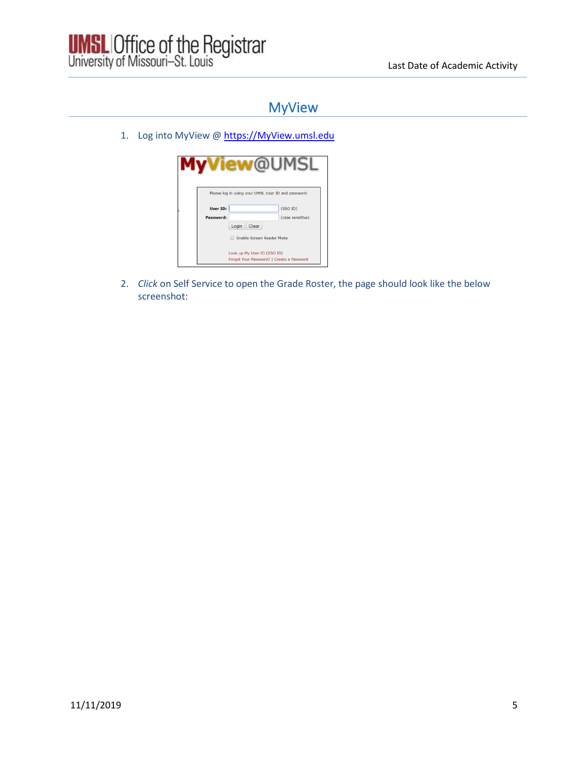## MyView

1. Log into MyView @ [https://MyView.umsl.edu](https://MyView.umsl.edu)

2. *Click* on Self Service to open the Grade Roster, the page should look like the below screenshot: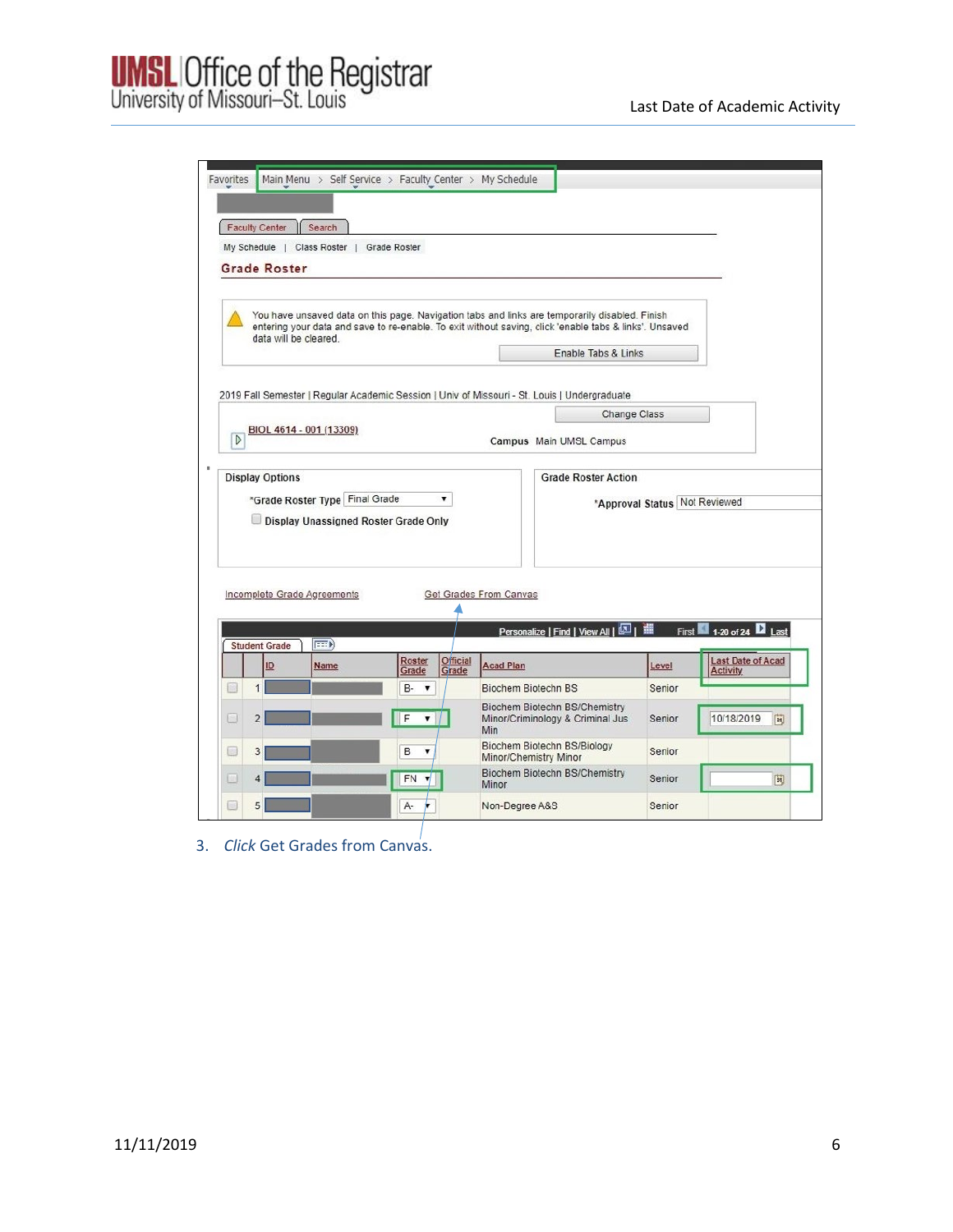Favorites | Main Menu > Self Service > Faculty Center > My Schedule

Faculty Center | Search

My Schedule | Class Roster | Grade Roster

**Grade Roster**

You have unsaved data on this page. Navigation tabs and links are temporarily disabled. Finish entering your data and save to re-enable. To exit without saving, click 'enable tabs & links'. Unsaved data will be cleared.

Enable Tabs & Links

2019 Fall Semester | Regular Academic Session | Univ of Missouri - St. Louis | Undergraduate

Change Class

BIOL 4614 - 001 (13309)

**Campus** Main UMSL Campus

**Display Options**

*Grade Roster Type: Final Grade

Display Unassigned Roster Grade Only

**Grade Roster Action**

*Approval Status: Not Reviewed

Incomplete Grade Agreements

Get Grades From Canvas

Personalize | Find | View All | First 1-20 of 24 Last

Student Grade

| | | ID | Name | Roster Grade | Official Grade | Acad Plan | Level | Last Date of Acad Activity |
|---|---|---|---|---|---|---|---|---|
| | 1 | | | B- | | Biochem Biotechn BS | Senior | |
| | 2 | | | F | | Biochem Biotechn BS/Chemistry Minor/Criminology & Criminal Jus Min | Senior | 10/18/2019 |
| | 3 | | | B | | Biochem Biotechn BS/Biology Minor/Chemistry Minor | Senior | |
| | 4 | | | FN | | Biochem Biotechn BS/Chemistry Minor | Senior | |
| | 5 | | | A- | | Non-Degree A&S | Senior | |

3. *Click* Get Grades from Canvas.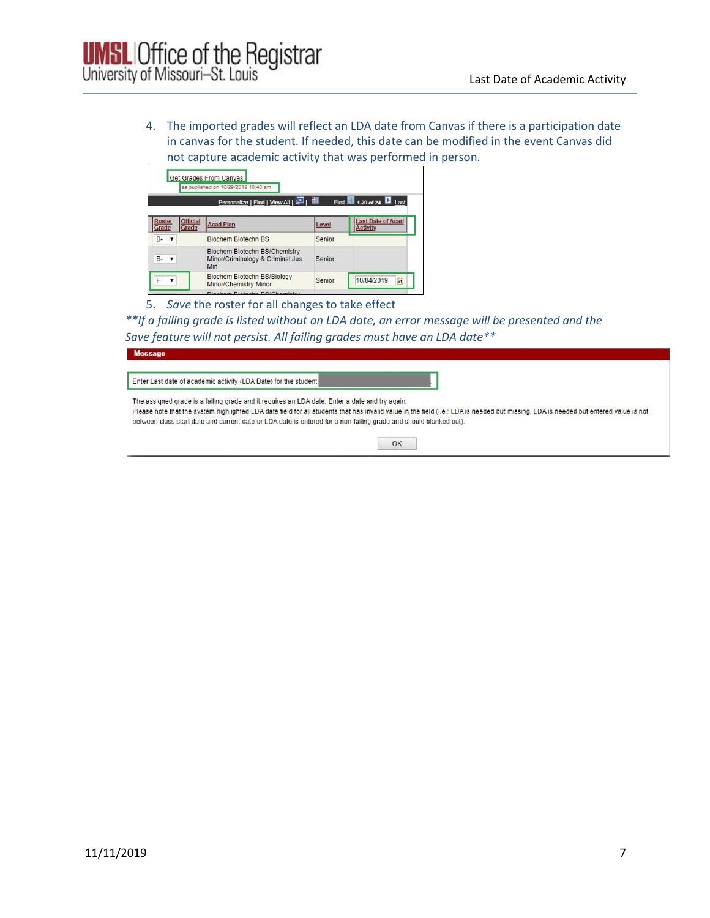4. The imported grades will reflect an LDA date from Canvas if there is a participation date in canvas for the student. If needed, this date can be modified in the event Canvas did not capture academic activity that was performed in person.

Get Grades From Canvas
as published on 10/29/2019 10:43 am

Personalize | Find | View All | First 1-20 of 24 Last

| Roster Grade | Official Grade | Acad Plan | Level | Last Date of Acad Activity |
|---|---|---|---|---|
| B- | | Biochem Biotechn BS | Senior | |
| B- | | Biochem Biotechn BS/Chemistry Minor/Criminology & Criminal Jus Min | Senior | |
| F | | Biochem Biotechn BS/Biology Minor/Chemistry Minor | Senior | 10/04/2019 |

5. *Save* the roster for all changes to take effect

*\*\*If a failing grade is listed without an LDA date, an error message will be presented and the Save feature will not persist. All failing grades must have an LDA date\*\**

**Message**

Enter Last date of academic activity (LDA Date) for the student:

The assigned grade is a failing grade and it requires an LDA date. Enter a date and try again.
Please note that the system highlighted LDA date field for all students that has invalid value in the field (i.e.: LDA is needed but missing, LDA is needed but entered value is not between class start date and current date or LDA date is entered for a non-failing grade and should blanked out).

OK